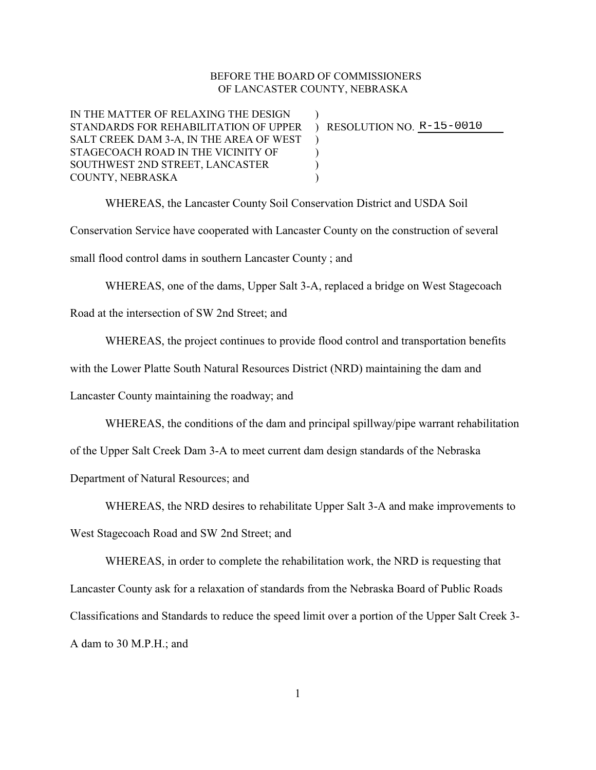BEFORE THE BOARD OF COMMISSIONERS
OF LANCASTER COUNTY, NEBRASKA

| | | |
|---|---|---|
| IN THE MATTER OF RELAXING THE DESIGN STANDARDS FOR REHABILITATION OF UPPER SALT CREEK DAM 3-A, IN THE AREA OF WEST STAGECOACH ROAD IN THE VICINITY OF SOUTHWEST 2ND STREET, LANCASTER COUNTY, NEBRASKA | ) | RESOLUTION NO. R-15-0010 |

WHEREAS, the Lancaster County Soil Conservation District and USDA Soil Conservation Service have cooperated with Lancaster County on the construction of several small flood control dams in southern Lancaster County ; and

WHEREAS, one of the dams, Upper Salt 3-A, replaced a bridge on West Stagecoach Road at the intersection of SW 2nd Street; and

WHEREAS, the project continues to provide flood control and transportation benefits with the Lower Platte South Natural Resources District (NRD) maintaining the dam and Lancaster County maintaining the roadway; and

WHEREAS, the conditions of the dam and principal spillway/pipe warrant rehabilitation of the Upper Salt Creek Dam 3-A to meet current dam design standards of the Nebraska Department of Natural Resources; and

WHEREAS, the NRD desires to rehabilitate Upper Salt 3-A and make improvements to West Stagecoach Road and SW 2nd Street; and

WHEREAS, in order to complete the rehabilitation work, the NRD is requesting that Lancaster County ask for a relaxation of standards from the Nebraska Board of Public Roads Classifications and Standards to reduce the speed limit over a portion of the Upper Salt Creek 3-A dam to 30 M.P.H.; and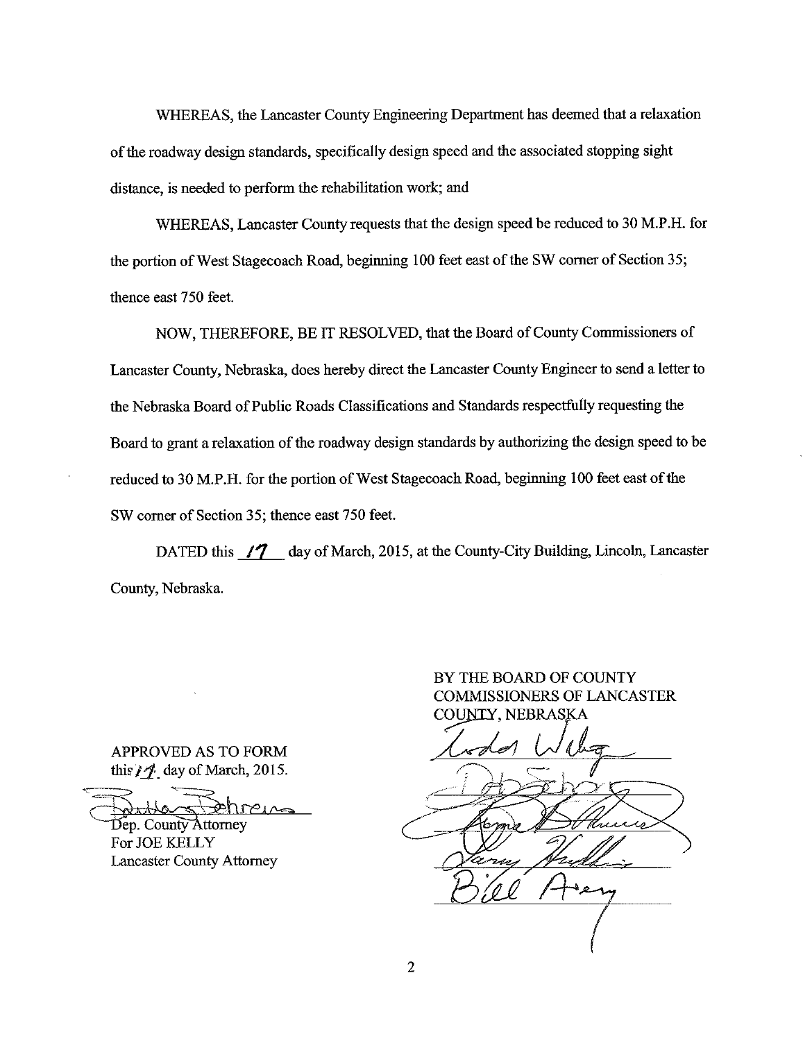WHEREAS, the Lancaster County Engineering Department has deemed that a relaxation of the roadway design standards, specifically design speed and the associated stopping sight distance, is needed to perform the rehabilitation work; and

WHEREAS, Lancaster County requests that the design speed be reduced to 30 M.P.H. for the portion of West Stagecoach Road, beginning 100 feet east of the SW corner of Section 35; thence east 750 feet.

NOW, THEREFORE, BE IT RESOLVED, that the Board of County Commissioners of Lancaster County, Nebraska, does hereby direct the Lancaster County Engineer to send a letter to the Nebraska Board of Public Roads Classifications and Standards respectfully requesting the Board to grant a relaxation of the roadway design standards by authorizing the design speed to be reduced to 30 M.P.H. for the portion of West Stagecoach Road, beginning 100 feet east of the SW corner of Section 35; thence east 750 feet.

DATED this 17 day of March, 2015, at the County-City Building, Lincoln, Lancaster County, Nebraska.

BY THE BOARD OF COUNTY COMMISSIONERS OF LANCASTER COUNTY, NEBRASKA

APPROVED AS TO FORM
this 17 day of March, 2015.

Dep. County Attorney
For JOE KELLY
Lancaster County Attorney